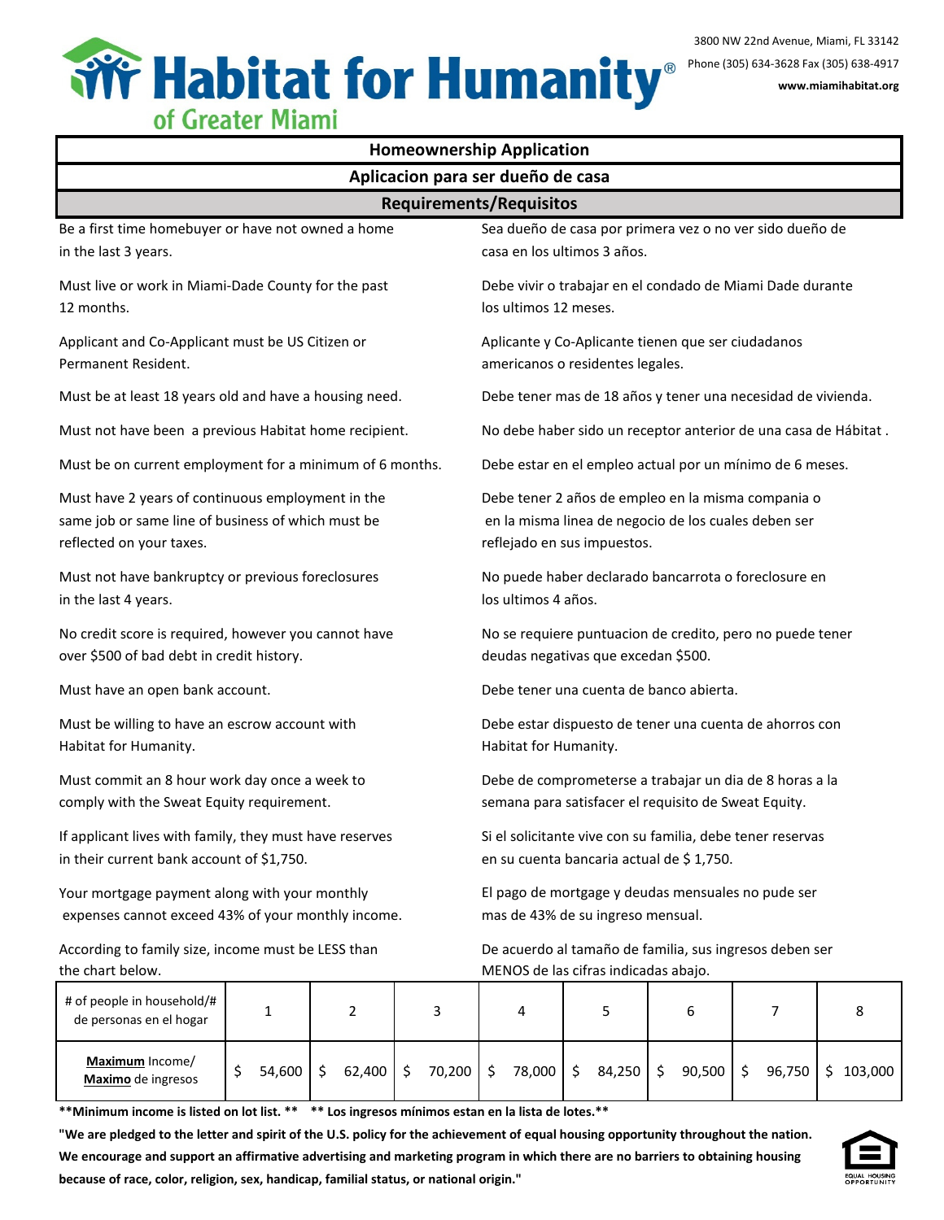# Habitat for Humanity® of Greater Miami

3800 NW 22nd Avenue, Miami, FL 33142
Phone (305) 634-3628 Fax (305) 638-4917
**www.miamihabitat.org**

## Homeownership Application

## Aplicacion para ser dueño de casa

### Requirements/Requisitos

| | |
|---|---|
| Be a first time homebuyer or have not owned a home in the last 3 years. | Sea dueño de casa por primera vez o no ver sido dueño de casa en los ultimos 3 años. |
| Must live or work in Miami-Dade County for the past 12 months. | Debe vivir o trabajar en el condado de Miami Dade durante los ultimos 12 meses. |
| Applicant and Co-Applicant must be US Citizen or Permanent Resident. | Aplicante y Co-Aplicante tienen que ser ciudadanos americanos o residentes legales. |
| Must be at least 18 years old and have a housing need. | Debe tener mas de 18 años y tener una necesidad de vivienda. |
| Must not have been a previous Habitat home recipient. | No debe haber sido un receptor anterior de una casa de Hábitat . |
| Must be on current employment for a minimum of 6 months. | Debe estar en el empleo actual por un mínimo de 6 meses. |
| Must have 2 years of continuous employment in the same job or same line of business of which must be reflected on your taxes. | Debe tener 2 años de empleo en la misma compania o en la misma linea de negocio de los cuales deben ser reflejado en sus impuestos. |
| Must not have bankruptcy or previous foreclosures in the last 4 years. | No puede haber declarado bancarrota o foreclosure en los ultimos 4 años. |
| No credit score is required, however you cannot have over $500 of bad debt in credit history. | No se requiere puntuacion de credito, pero no puede tener deudas negativas que excedan $500. |
| Must have an open bank account. | Debe tener una cuenta de banco abierta. |
| Must be willing to have an escrow account with Habitat for Humanity. | Debe estar dispuesto de tener una cuenta de ahorros con Habitat for Humanity. |
| Must commit an 8 hour work day once a week to comply with the Sweat Equity requirement. | Debe de comprometerse a trabajar un dia de 8 horas a la semana para satisfacer el requisito de Sweat Equity. |
| If applicant lives with family, they must have reserves in their current bank account of $1,750. | Si el solicitante vive con su familia, debe tener reservas en su cuenta bancaria actual de $ 1,750. |
| Your mortgage payment along with your monthly expenses cannot exceed 43% of your monthly income. | El pago de mortgage y deudas mensuales no pude ser mas de 43% de su ingreso mensual. |
| According to family size, income must be LESS than the chart below. | De acuerdo al tamaño de familia, sus ingresos deben ser MENOS de las cifras indicadas abajo. |

| # of people in household/# de personas en el hogar | 1 | 2 | 3 | 4 | 5 | 6 | 7 | 8 |
|---|---|---|---|---|---|---|---|---|
| **Maximum** Income/ **Maximo** de ingresos | $ 54,600 | $ 62,400 | $ 70,200 | $ 78,000 | $ 84,250 | $ 90,500 | $ 96,750 | $ 103,000 |

**\*\*Minimum income is listed on lot list. \*\* \*\* Los ingresos mínimos estan en la lista de lotes.\*\***

**"We are pledged to the letter and spirit of the U.S. policy for the achievement of equal housing opportunity throughout the nation. We encourage and support an affirmative advertising and marketing program in which there are no barriers to obtaining housing because of race, color, religion, sex, handicap, familial status, or national origin."**

EQUAL HOUSING OPPORTUNITY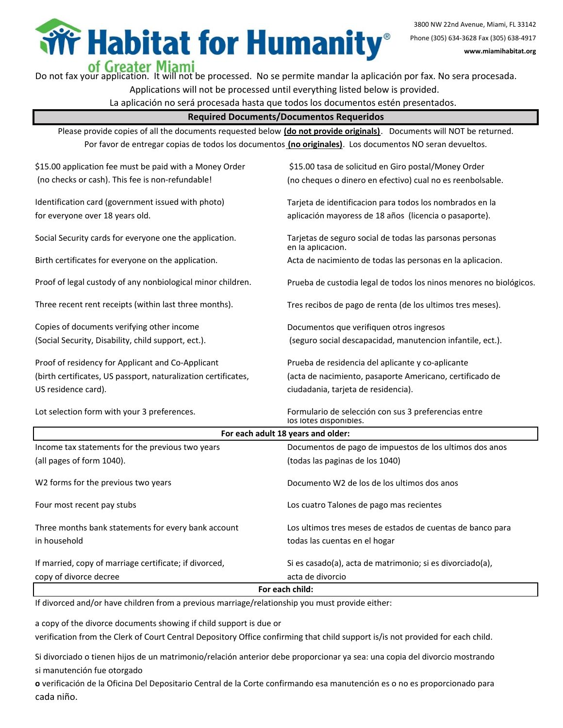# Habitat for Humanity of Greater Miami

3800 NW 22nd Avenue, Miami, FL 33142
Phone (305) 634-3628 Fax (305) 638-4917
**www.miamihabitat.org**

Do not fax your application. It will not be processed. No se permite mandar la aplicación por fax. No sera procesada.

Applications will not be processed until everything listed below is provided.

La aplicación no será procesada hasta que todos los documentos estén presentados.

## Required Documents/Documentos Requeridos

Please provide copies of all the documents requested below **(do not provide originals)**. Documents will NOT be returned.

Por favor de entregar copias de todos los documentos **(no originales)**. Los documentos NO seran devueltos.

| | |
|---|---|
| $15.00 application fee must be paid with a Money Order (no checks or cash). This fee is non-refundable! | $15.00 tasa de solicitud en Giro postal/Money Order (no cheques o dinero en efectivo) cual no es reenbolsable. |
| Identification card (government issued with photo) for everyone over 18 years old. | Tarjeta de identificacion para todos los nombrados en la aplicación mayoress de 18 años (licencia o pasaporte). |
| Social Security cards for everyone one the application. | Tarjetas de seguro social de todas las parsonas personas en la aplicacion. |
| Birth certificates for everyone on the application. | Acta de nacimiento de todas las personas en la aplicacion. |
| Proof of legal custody of any nonbiological minor children. | Prueba de custodia legal de todos los ninos menores no biológicos. |
| Three recent rent receipts (within last three months). | Tres recibos de pago de renta (de los ultimos tres meses). |
| Copies of documents verifying other income (Social Security, Disability, child support, ect.). | Documentos que verifiquen otros ingresos (seguro social descapacidad, manutencion infantile, ect.). |
| Proof of residency for Applicant and Co-Applicant (birth certificates, US passport, naturalization certificates, US residence card). | Prueba de residencia del aplicante y co-aplicante (acta de nacimiento, pasaporte Americano, certificado de ciudadania, tarjeta de residencia). |
| Lot selection form with your 3 preferences. | Formulario de selección con sus 3 preferencias entre los lotes disponibles. |

### For each adult 18 years and older:

| | |
|---|---|
| Income tax statements for the previous two years (all pages of form 1040). | Documentos de pago de impuestos de los ultimos dos anos (todas las paginas de los 1040) |
| W2 forms for the previous two years | Documento W2 de los de los ultimos dos anos |
| Four most recent pay stubs | Los cuatro Talones de pago mas recientes |
| Three months bank statements for every bank account in household | Los ultimos tres meses de estados de cuentas de banco para todas las cuentas en el hogar |
| If married, copy of marriage certificate; if divorced, copy of divorce decree | Si es casado(a), acta de matrimonio; si es divorciado(a), acta de divorcio |

### For each child:

If divorced and/or have children from a previous marriage/relationship you must provide either:

a copy of the divorce documents showing if child support is due or
verification from the Clerk of Court Central Depository Office confirming that child support is/is not provided for each child.

Si divorciado o tienen hijos de un matrimonio/relación anterior debe proporcionar ya sea: una copia del divorcio mostrando si manutención fue otorgado
**o** verificación de la Oficina Del Depositario Central de la Corte confirmando esa manutención es o no es proporcionado para cada niño.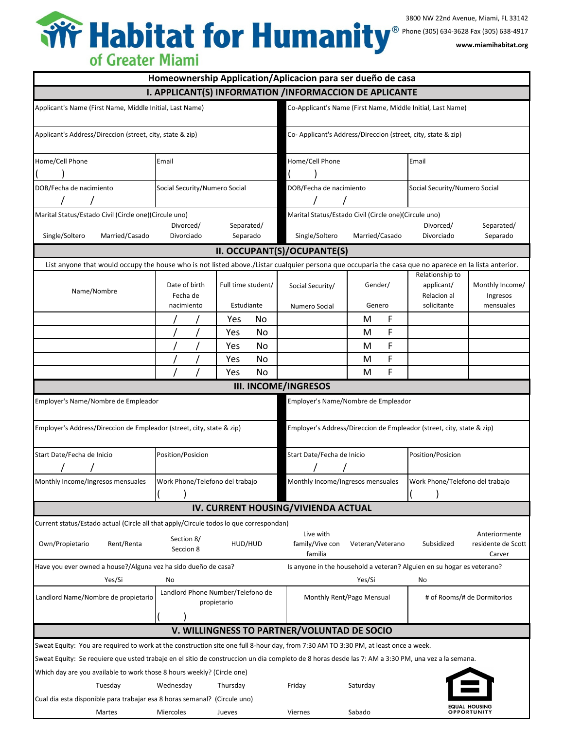# Habitat for Humanity of Greater Miami

3800 NW 22nd Avenue, Miami, FL 33142
Phone (305) 634-3628 Fax (305) 638-4917
**www.miamihabitat.org**

## Homeownership Application/Aplicacion para ser dueño de casa

### I. APPLICANT(S) INFORMATION /INFORMACCION DE APLICANTE

| Applicant's Name (First Name, Middle Initial, Last Name) | | Co-Applicant's Name (First Name, Middle Initial, Last Name) | |
|---|---|---|---|
| Applicant's Address/Direccion (street, city, state & zip) | | Co- Applicant's Address/Direccion (street, city, state & zip) | |
| Home/Cell Phone ( ) | Email | Home/Cell Phone ( ) | Email |
| DOB/Fecha de nacimiento / / | Social Security/Numero Social | DOB/Fecha de nacimiento / / | Social Security/Numero Social |
| Marital Status/Estado Civil (Circle one)(Circule uno) Single/Soltero Married/Casado | Divorced/ Divorciado Separated/ Separado | Marital Status/Estado Civil (Circle one)(Circule uno) Single/Soltero Married/Casado | Divorced/ Divorciado Separated/ Separado |

### II. OCCUPANT(S)/OCUPANTE(S)

List anyone that would occupy the house who is not listed above./Listar cualquier persona que occuparia la casa que no aparece en la lista anterior.

| Name/Nombre | Date of birth Fecha de nacimiento | Full time student/ Estudiante | Social Security/ Numero Social | Gender/ Genero | Relationship to applicant/ Relacion al solicitante | Monthly Income/ Ingresos mensuales |
|---|---|---|---|---|---|---|
| | / / | Yes No | | M F | | |
| | / / | Yes No | | M F | | |
| | / / | Yes No | | M F | | |
| | / / | Yes No | | M F | | |
| | / / | Yes No | | M F | | |

### III. INCOME/INGRESOS

| Employer's Name/Nombre de Empleador | | Employer's Name/Nombre de Empleador | |
|---|---|---|---|
| Employer's Address/Direccion de Empleador (street, city, state & zip) | | Employer's Address/Direccion de Empleador (street, city, state & zip) | |
| Start Date/Fecha de Inicio / / | Position/Posicion | Start Date/Fecha de Inicio / / | Position/Posicion |
| Monthly Income/Ingresos mensuales | Work Phone/Telefono del trabajo ( ) | Monthly Income/Ingresos mensuales | Work Phone/Telefono del trabajo ( ) |

### IV. CURRENT HOUSING/VIVIENDA ACTUAL

Current status/Estado actual (Circle all that apply/Circule todos lo que correspondan)

Own/Propietario    Rent/Renta    Section 8/ Seccion 8    HUD/HUD    Live with family/Vive con familia    Veteran/Veterano    Subsidized    Anteriormente residente de Scott Carver

| Have you ever owned a house?/Alguna vez ha sido dueño de casa? | | Is anyone in the household a veteran? Alguien en su hogar es veterano? | |
|---|---|---|---|
| Yes/Si | No | Yes/Si | No |
| Landlord Name/Nombre de propietario | Landlord Phone Number/Telefono de propietario ( ) | Monthly Rent/Pago Mensual | # of Rooms/# de Dormitorios |

### V. WILLINGNESS TO PARTNER/VOLUNTAD DE SOCIO

Sweat Equity: You are required to work at the construction site one full 8-hour day, from 7:30 AM TO 3:30 PM, at least once a week.

Sweat Equity: Se requiere que usted trabaje en el sitio de construccion un dia completo de 8 horas desde las 7: AM a 3:30 PM, una vez a la semana.

Which day are you available to work those 8 hours weekly? (Circle one)

Tuesday    Wednesday    Thursday    Friday    Saturday

Cual dia esta disponible para trabajar esa 8 horas semanal? (Circule uno)

Martes    Miercoles    Jueves    Viernes    Sabado

EQUAL HOUSING OPPORTUNITY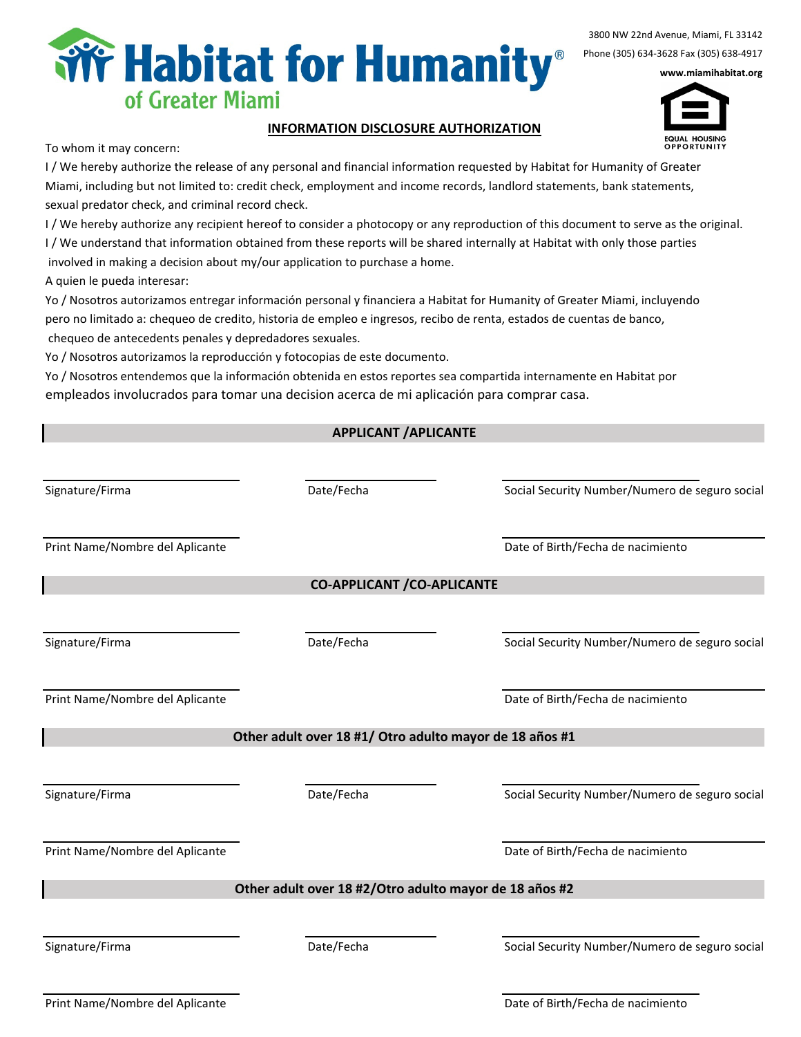# Habitat for Humanity of Greater Miami

3800 NW 22nd Avenue, Miami, FL 33142
Phone (305) 634-3628 Fax (305) 638-4917
**www.miamihabitat.org**

EQUAL HOUSING OPPORTUNITY

## INFORMATION DISCLOSURE AUTHORIZATION

To whom it may concern:

I / We hereby authorize the release of any personal and financial information requested by Habitat for Humanity of Greater Miami, including but not limited to: credit check, employment and income records, landlord statements, bank statements, sexual predator check, and criminal record check.

I / We hereby authorize any recipient hereof to consider a photocopy or any reproduction of this document to serve as the original.

I / We understand that information obtained from these reports will be shared internally at Habitat with only those parties involved in making a decision about my/our application to purchase a home.

A quien le pueda interesar:

Yo / Nosotros autorizamos entregar información personal y financiera a Habitat for Humanity of Greater Miami, incluyendo pero no limitado a: chequeo de credito, historia de empleo e ingresos, recibo de renta, estados de cuentas de banco, chequeo de antecedents penales y depredadores sexuales.

Yo / Nosotros autorizamos la reproducción y fotocopias de este documento.

Yo / Nosotros entendemos que la información obtenida en estos reportes sea compartida internamente en Habitat por empleados involucrados para tomar una decision acerca de mi aplicación para comprar casa.

**APPLICANT /APLICANTE**

| | | |
|---|---|---|
| ____________________ Signature/Firma | ____________________ Date/Fecha | ____________________ Social Security Number/Numero de seguro social |
| ____________________ Print Name/Nombre del Aplicante | | ____________________ Date of Birth/Fecha de nacimiento |

**CO-APPLICANT /CO-APLICANTE**

| | | |
|---|---|---|
| ____________________ Signature/Firma | ____________________ Date/Fecha | ____________________ Social Security Number/Numero de seguro social |
| ____________________ Print Name/Nombre del Aplicante | | ____________________ Date of Birth/Fecha de nacimiento |

**Other adult over 18 #1/ Otro adulto mayor de 18 años #1**

| | | |
|---|---|---|
| ____________________ Signature/Firma | ____________________ Date/Fecha | ____________________ Social Security Number/Numero de seguro social |
| ____________________ Print Name/Nombre del Aplicante | | ____________________ Date of Birth/Fecha de nacimiento |

**Other adult over 18 #2/Otro adulto mayor de 18 años #2**

| | | |
|---|---|---|
| ____________________ Signature/Firma | ____________________ Date/Fecha | ____________________ Social Security Number/Numero de seguro social |
| ____________________ Print Name/Nombre del Aplicante | | ____________________ Date of Birth/Fecha de nacimiento |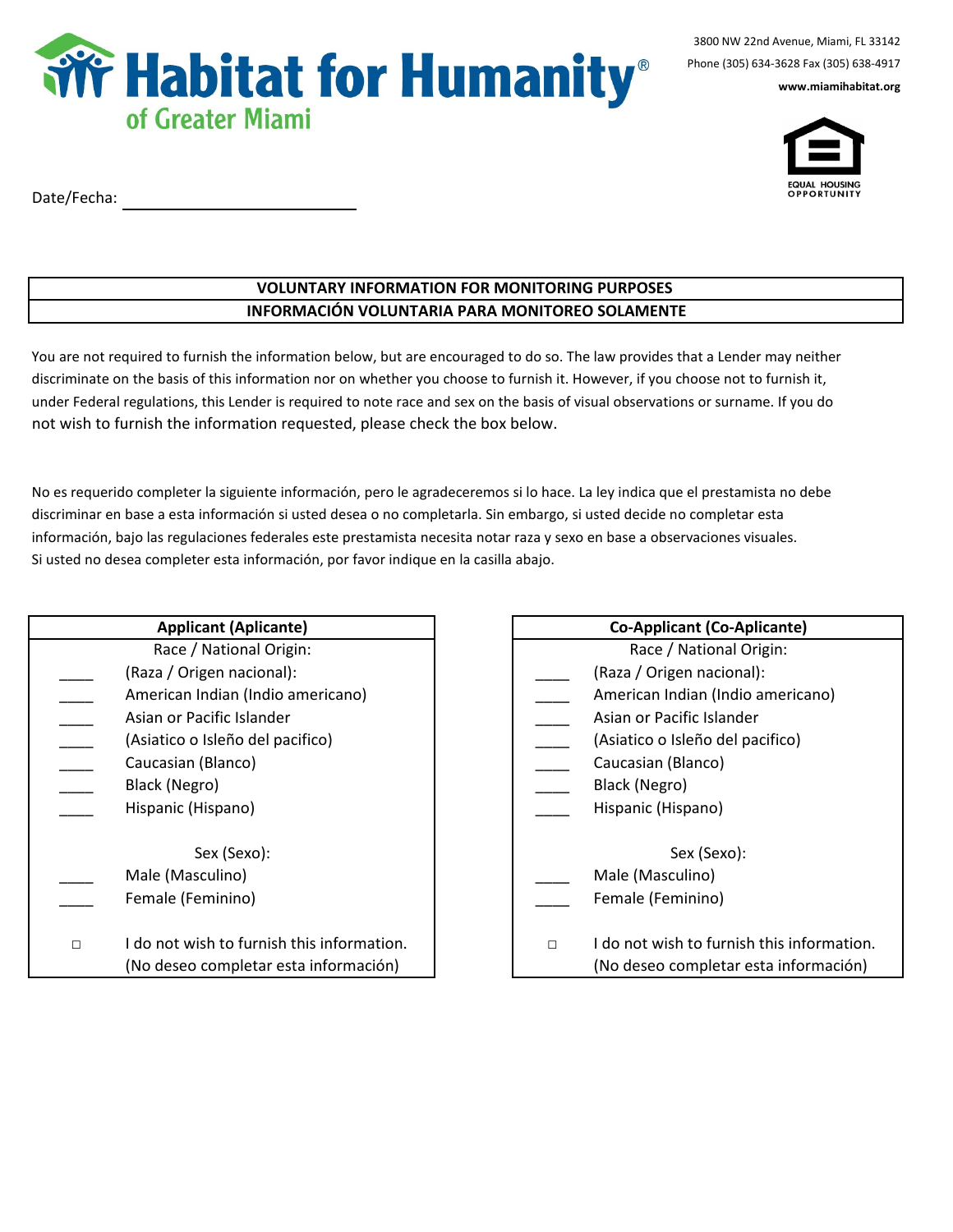**Habitat for Humanity® of Greater Miami**

3800 NW 22nd Avenue, Miami, FL 33142
Phone (305) 634-3628 Fax (305) 638-4917
www.miamihabitat.org

EQUAL HOUSING OPPORTUNITY

Date/Fecha: ____________________

| VOLUNTARY INFORMATION FOR MONITORING PURPOSES |
|---|
| INFORMACIÓN VOLUNTARIA PARA MONITOREO SOLAMENTE |

You are not required to furnish the information below, but are encouraged to do so. The law provides that a Lender may neither discriminate on the basis of this information nor on whether you choose to furnish it. However, if you choose not to furnish it, under Federal regulations, this Lender is required to note race and sex on the basis of visual observations or surname. If you do not wish to furnish the information requested, please check the box below.

No es requerido completer la siguiente información, pero le agradeceremos si lo hace. La ley indica que el prestamista no debe discriminar en base a esta información si usted desea o no completarla. Sin embargo, si usted decide no completar esta información, bajo las regulaciones federales este prestamista necesita notar raza y sexo en base a observaciones visuales. Si usted no desea completer esta información, por favor indique en la casilla abajo.

| Applicant (Aplicante) | |
|---|---|
| | Race / National Origin: |
| ____ | (Raza / Origen nacional): |
| ____ | American Indian (Indio americano) |
| ____ | Asian or Pacific Islander |
| ____ | (Asiatico o Isleño del pacifico) |
| ____ | Caucasian (Blanco) |
| ____ | Black (Negro) |
| ____ | Hispanic (Hispano) |
| | Sex (Sexo): |
| ____ | Male (Masculino) |
| ____ | Female (Feminino) |
| □ | I do not wish to furnish this information. (No deseo completar esta información) |

| Co-Applicant (Co-Aplicante) | |
|---|---|
| | Race / National Origin: |
| ____ | (Raza / Origen nacional): |
| ____ | American Indian (Indio americano) |
| ____ | Asian or Pacific Islander |
| ____ | (Asiatico o Isleño del pacifico) |
| ____ | Caucasian (Blanco) |
| ____ | Black (Negro) |
| ____ | Hispanic (Hispano) |
| | Sex (Sexo): |
| ____ | Male (Masculino) |
| ____ | Female (Feminino) |
| □ | I do not wish to furnish this information. (No deseo completar esta información) |